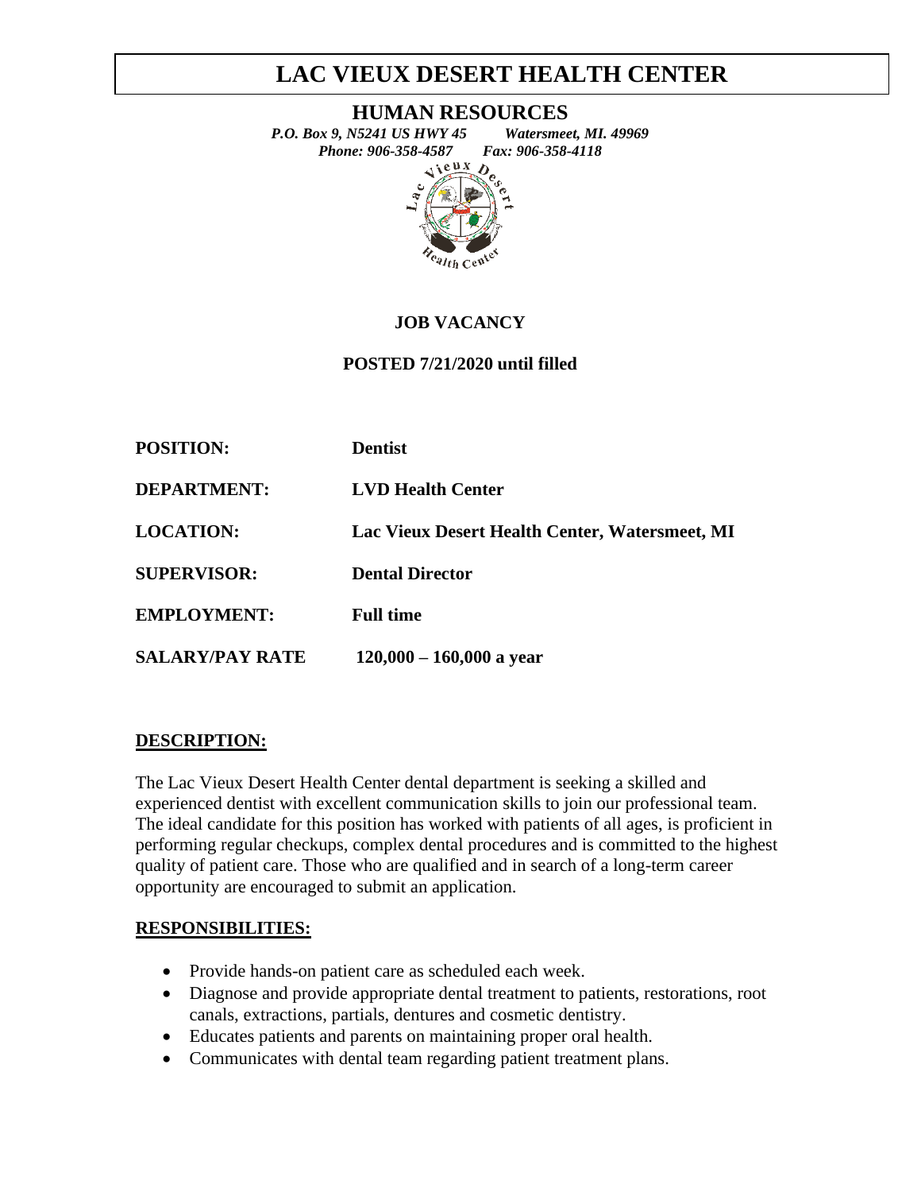# LAC VIEUX DESERT HEALTH CENTER

## HUMAN RESOURCES

*P.O. Box 9, N5241 US HWY 45 Watersmeet, MI. 49969*
*Phone: 906-358-4587 Fax: 906-358-4118*

**JOB VACANCY**

**POSTED 7/21/2020 until filled**

| | |
|---|---|
| **POSITION:** | **Dentist** |
| **DEPARTMENT:** | **LVD Health Center** |
| **LOCATION:** | **Lac Vieux Desert Health Center, Watersmeet, MI** |
| **SUPERVISOR:** | **Dental Director** |
| **EMPLOYMENT:** | **Full time** |
| **SALARY/PAY RATE** | **120,000 – 160,000 a year** |

**DESCRIPTION:**

The Lac Vieux Desert Health Center dental department is seeking a skilled and experienced dentist with excellent communication skills to join our professional team. The ideal candidate for this position has worked with patients of all ages, is proficient in performing regular checkups, complex dental procedures and is committed to the highest quality of patient care. Those who are qualified and in search of a long-term career opportunity are encouraged to submit an application.

**RESPONSIBILITIES:**

- Provide hands-on patient care as scheduled each week.
- Diagnose and provide appropriate dental treatment to patients, restorations, root canals, extractions, partials, dentures and cosmetic dentistry.
- Educates patients and parents on maintaining proper oral health.
- Communicates with dental team regarding patient treatment plans.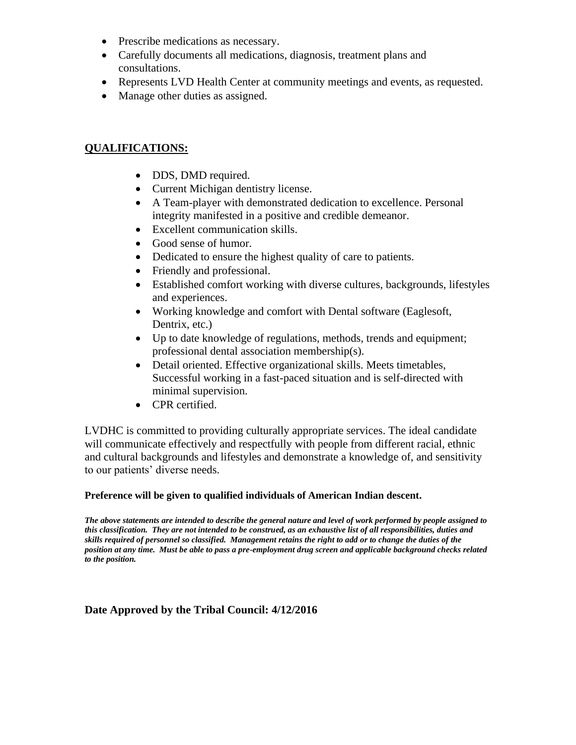- Prescribe medications as necessary.
- Carefully documents all medications, diagnosis, treatment plans and consultations.
- Represents LVD Health Center at community meetings and events, as requested.
- Manage other duties as assigned.

## QUALIFICATIONS:

- DDS, DMD required.
- Current Michigan dentistry license.
- A Team-player with demonstrated dedication to excellence. Personal integrity manifested in a positive and credible demeanor.
- Excellent communication skills.
- Good sense of humor.
- Dedicated to ensure the highest quality of care to patients.
- Friendly and professional.
- Established comfort working with diverse cultures, backgrounds, lifestyles and experiences.
- Working knowledge and comfort with Dental software (Eaglesoft, Dentrix, etc.)
- Up to date knowledge of regulations, methods, trends and equipment; professional dental association membership(s).
- Detail oriented. Effective organizational skills. Meets timetables, Successful working in a fast-paced situation and is self-directed with minimal supervision.
- CPR certified.

LVDHC is committed to providing culturally appropriate services. The ideal candidate will communicate effectively and respectfully with people from different racial, ethnic and cultural backgrounds and lifestyles and demonstrate a knowledge of, and sensitivity to our patients' diverse needs.

**Preference will be given to qualified individuals of American Indian descent.**

***The above statements are intended to describe the general nature and level of work performed by people assigned to this classification. They are not intended to be construed, as an exhaustive list of all responsibilities, duties and skills required of personnel so classified. Management retains the right to add or to change the duties of the position at any time. Must be able to pass a pre-employment drug screen and applicable background checks related to the position.***

**Date Approved by the Tribal Council: 4/12/2016**